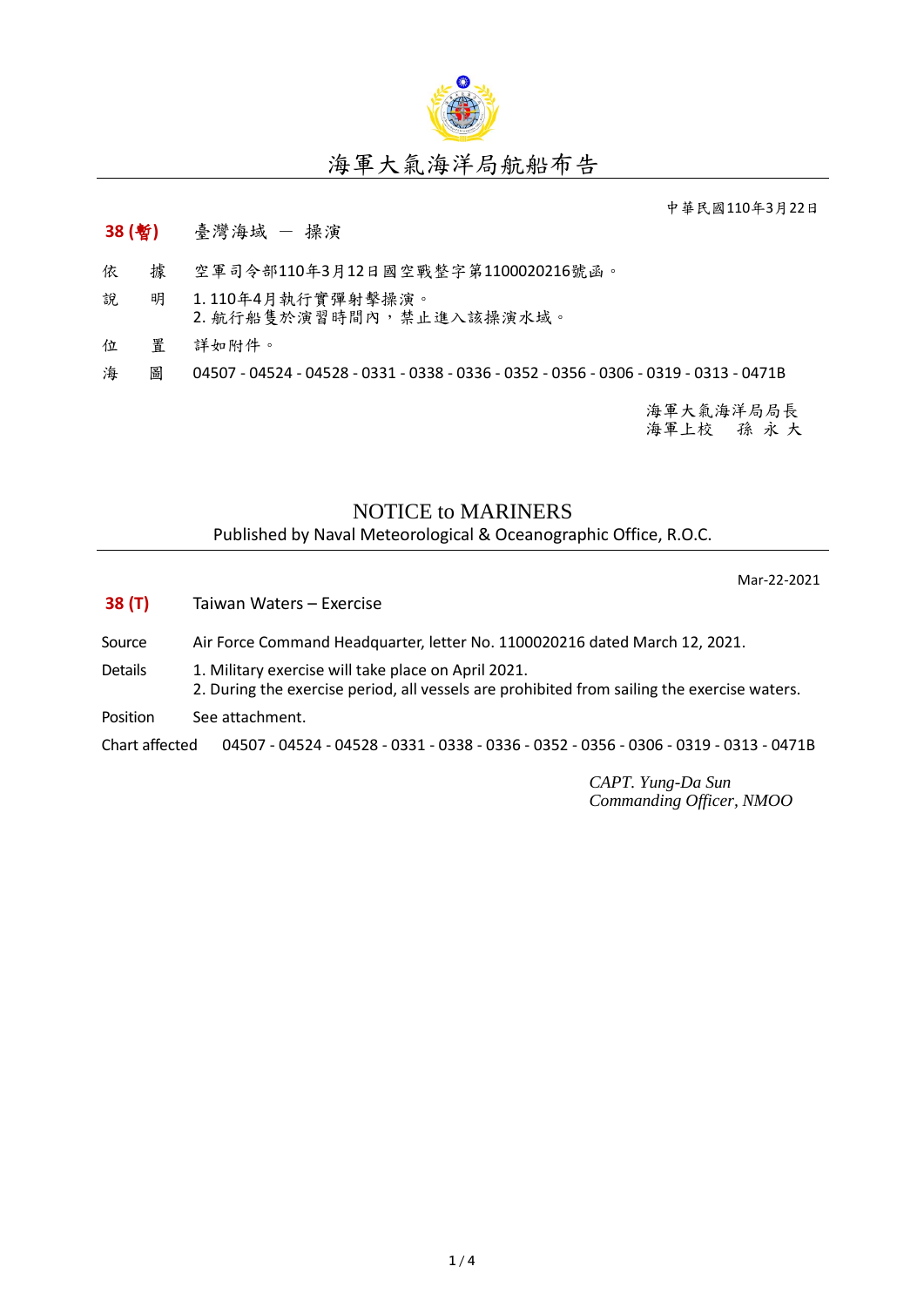# 海軍大氣海洋局航船布告

中華民國110年3月22日

**38 (暫)** 臺灣海域 － 操演

依　據　空軍司令部110年3月12日國空戰整字第1100020216號函。

說　明　1. 110年4月執行實彈射擊操演。
2. 航行船隻於演習時間內，禁止進入該操演水域。

位　置　詳如附件。

海　圖　04507 - 04524 - 04528 - 0331 - 0338 - 0336 - 0352 - 0356 - 0306 - 0319 - 0313 - 0471B

海軍大氣海洋局局長
海軍上校　孫 永 大

# NOTICE to MARINERS

Published by Naval Meteorological & Oceanographic Office, R.O.C.

Mar-22-2021

**38 (T)** Taiwan Waters – Exercise

Source　Air Force Command Headquarter, letter No. 1100020216 dated March 12, 2021.

Details　1. Military exercise will take place on April 2021.
2. During the exercise period, all vessels are prohibited from sailing the exercise waters.

Position　See attachment.

Chart affected　04507 - 04524 - 04528 - 0331 - 0338 - 0336 - 0352 - 0356 - 0306 - 0319 - 0313 - 0471B

*CAPT. Yung-Da Sun*
*Commanding Officer, NMOO*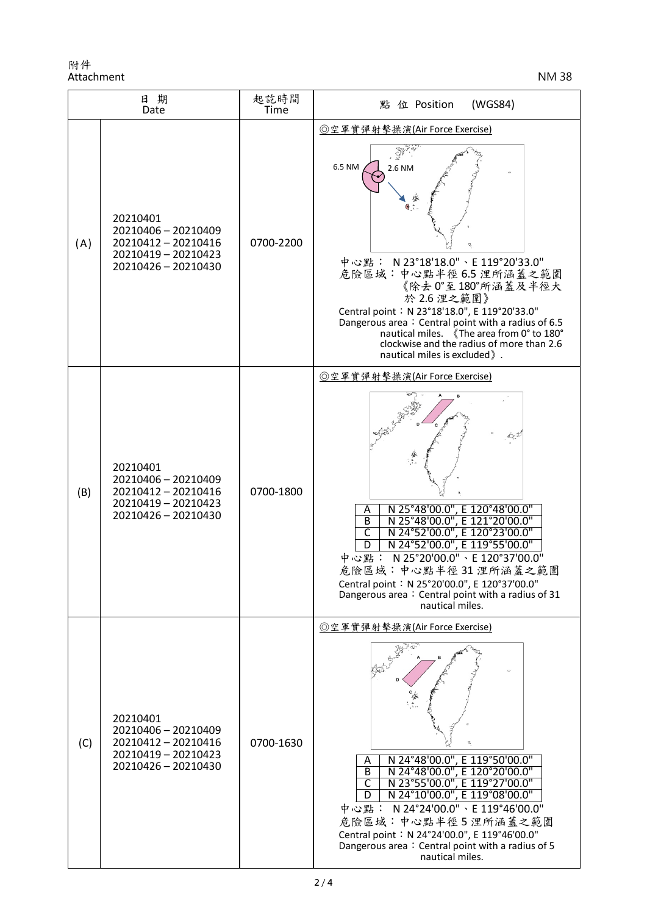附件
Attachment

NM 38

| | 日 期<br>Date | 起訖時間<br>Time | 點 位 Position (WGS84) |
|---|---|---|---|
| (A) | 20210401<br>20210406 – 20210409<br>20210412 – 20210416<br>20210419 – 20210423<br>20210426 – 20210430 | 0700-2200 | ◎空軍實彈射擊操演(Air Force Exercise)<br>6.5 NM 2.6 NM<br>中心點： N 23°18'18.0"、E 119°20'33.0"<br>危險區域：中心點半徑 6.5 浬所涵蓋之範圍《除去 0°至 180°所涵蓋及半徑大於 2.6 浬之範圍》<br>Central point：N 23°18'18.0", E 119°20'33.0"<br>Dangerous area：Central point with a radius of 6.5 nautical miles. 《The area from 0° to 180° clockwise and the radius of more than 2.6 nautical miles is excluded》. |
| (B) | 20210401<br>20210406 – 20210409<br>20210412 – 20210416<br>20210419 – 20210423<br>20210426 – 20210430 | 0700-1800 | ◎空軍實彈射擊操演(Air Force Exercise)<br>A N 25°48'00.0", E 120°48'00.0"<br>B N 25°48'00.0", E 121°20'00.0"<br>C N 24°52'00.0", E 120°23'00.0"<br>D N 24°52'00.0", E 119°55'00.0"<br>中心點： N 25°20'00.0"、E 120°37'00.0"<br>危險區域：中心點半徑 31 浬所涵蓋之範圍<br>Central point：N 25°20'00.0", E 120°37'00.0"<br>Dangerous area：Central point with a radius of 31 nautical miles. |
| (C) | 20210401<br>20210406 – 20210409<br>20210412 – 20210416<br>20210419 – 20210423<br>20210426 – 20210430 | 0700-1630 | ◎空軍實彈射擊操演(Air Force Exercise)<br>A N 24°48'00.0", E 119°50'00.0"<br>B N 24°48'00.0", E 120°20'00.0"<br>C N 23°55'00.0", E 119°27'00.0"<br>D N 24°10'00.0", E 119°08'00.0"<br>中心點： N 24°24'00.0"、E 119°46'00.0"<br>危險區域：中心點半徑 5 浬所涵蓋之範圍<br>Central point：N 24°24'00.0", E 119°46'00.0"<br>Dangerous area：Central point with a radius of 5 nautical miles. |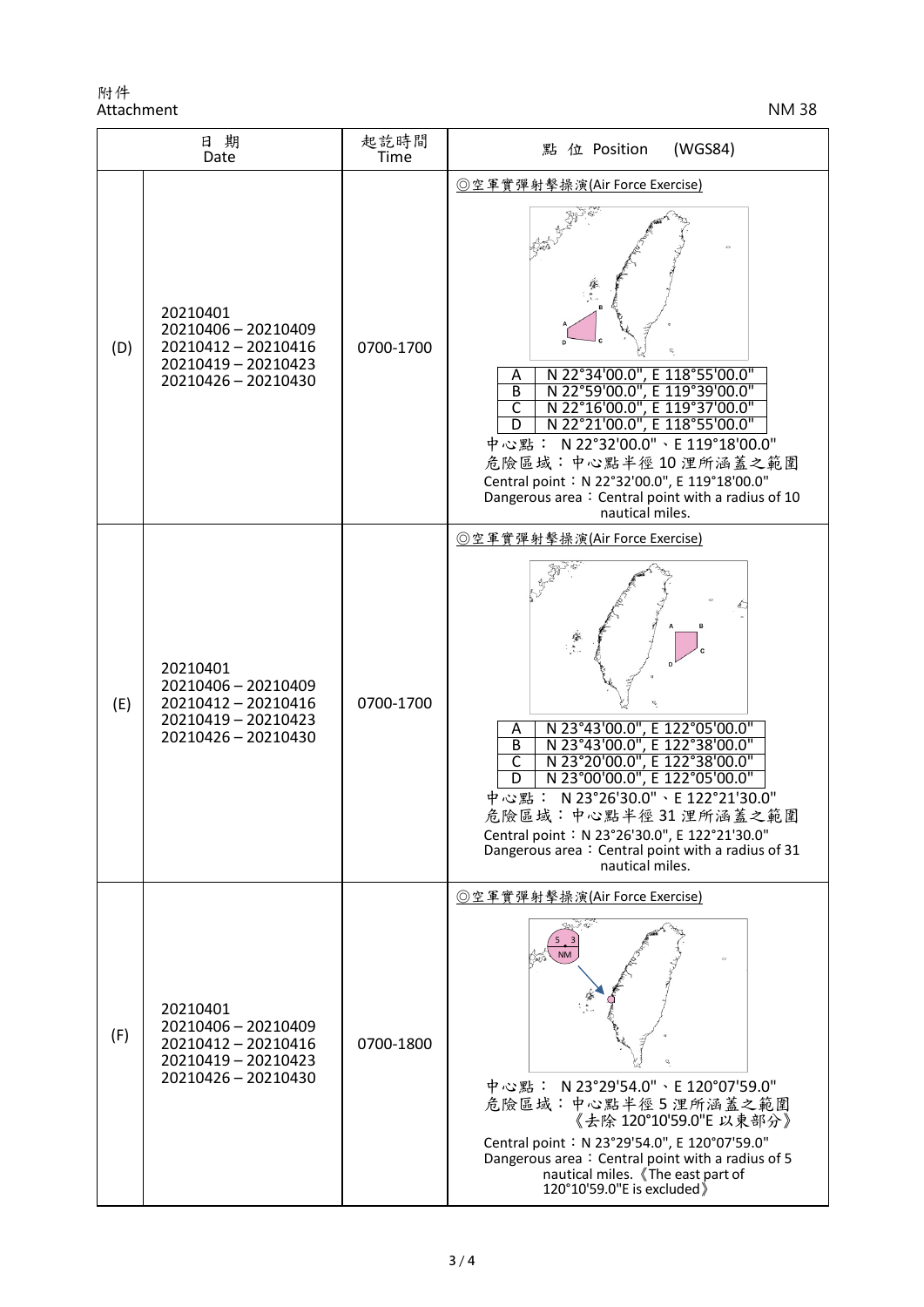附件
Attachment

NM 38

| 日 期 Date | | 起訖時間 Time | 點 位 Position (WGS84) |
|---|---|---|---|
| (D) | 20210401<br>20210406 – 20210409<br>20210412 – 20210416<br>20210419 – 20210423<br>20210426 – 20210430 | 0700-1700 | ◎空軍實彈射擊操演(Air Force Exercise)<br>A N 22°34'00.0", E 118°55'00.0"<br>B N 22°59'00.0", E 119°39'00.0"<br>C N 22°16'00.0", E 119°37'00.0"<br>D N 22°21'00.0", E 118°55'00.0"<br>中心點： N 22°32'00.0"、E 119°18'00.0"<br>危險區域：中心點半徑 10 浬所涵蓋之範圍<br>Central point：N 22°32'00.0", E 119°18'00.0"<br>Dangerous area：Central point with a radius of 10 nautical miles. |
| (E) | 20210401<br>20210406 – 20210409<br>20210412 – 20210416<br>20210419 – 20210423<br>20210426 – 20210430 | 0700-1700 | ◎空軍實彈射擊操演(Air Force Exercise)<br>A N 23°43'00.0", E 122°05'00.0"<br>B N 23°43'00.0", E 122°38'00.0"<br>C N 23°20'00.0", E 122°38'00.0"<br>D N 23°00'00.0", E 122°05'00.0"<br>中心點： N 23°26'30.0"、E 122°21'30.0"<br>危險區域：中心點半徑 31 浬所涵蓋之範圍<br>Central point：N 23°26'30.0", E 122°21'30.0"<br>Dangerous area：Central point with a radius of 31 nautical miles. |
| (F) | 20210401<br>20210406 – 20210409<br>20210412 – 20210416<br>20210419 – 20210423<br>20210426 – 20210430 | 0700-1800 | ◎空軍實彈射擊操演(Air Force Exercise)<br>中心點： N 23°29'54.0"、E 120°07'59.0"<br>危險區域：中心點半徑 5 浬所涵蓋之範圍《去除 120°10'59.0"E 以東部分》<br>Central point：N 23°29'54.0", E 120°07'59.0"<br>Dangerous area：Central point with a radius of 5 nautical miles.《The east part of 120°10'59.0"E is excluded》 |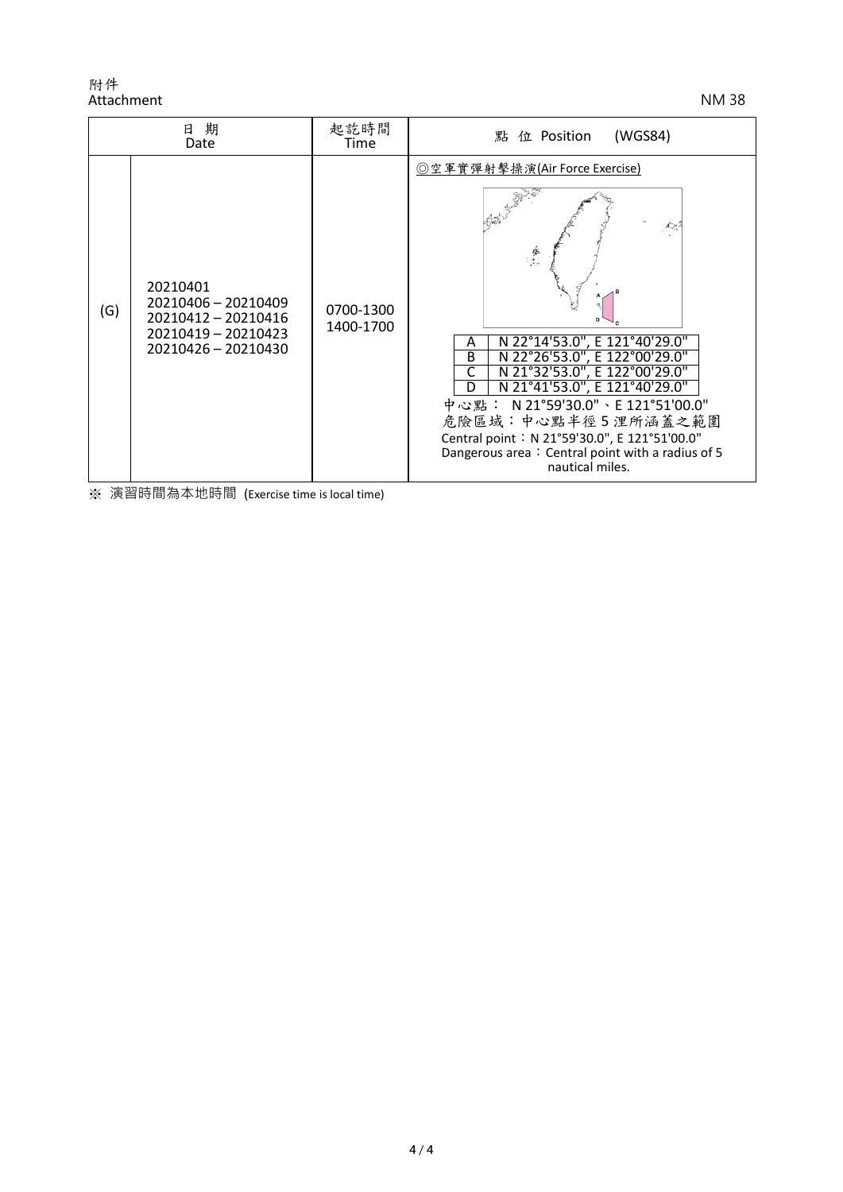附件
Attachment

NM 38

| 日 期<br>Date | | 起訖時間<br>Time | 點 位 Position (WGS84) |
|---|---|---|---|
| (G) | 20210401<br>20210406 – 20210409<br>20210412 – 20210416<br>20210419 – 20210423<br>20210426 – 20210430 | 0700-1300<br>1400-1700 | ◎空軍實彈射擊操演(Air Force Exercise)<br>A: N 22°14'53.0", E 121°40'29.0"<br>B: N 22°26'53.0", E 122°00'29.0"<br>C: N 21°32'53.0", E 122°00'29.0"<br>D: N 21°41'53.0", E 121°40'29.0"<br>中心點： N 21°59'30.0"、E 121°51'00.0"<br>危險區域：中心點半徑 5 浬所涵蓋之範圍<br>Central point：N 21°59'30.0", E 121°51'00.0"<br>Dangerous area：Central point with a radius of 5 nautical miles. |

※ 演習時間為本地時間 (Exercise time is local time)